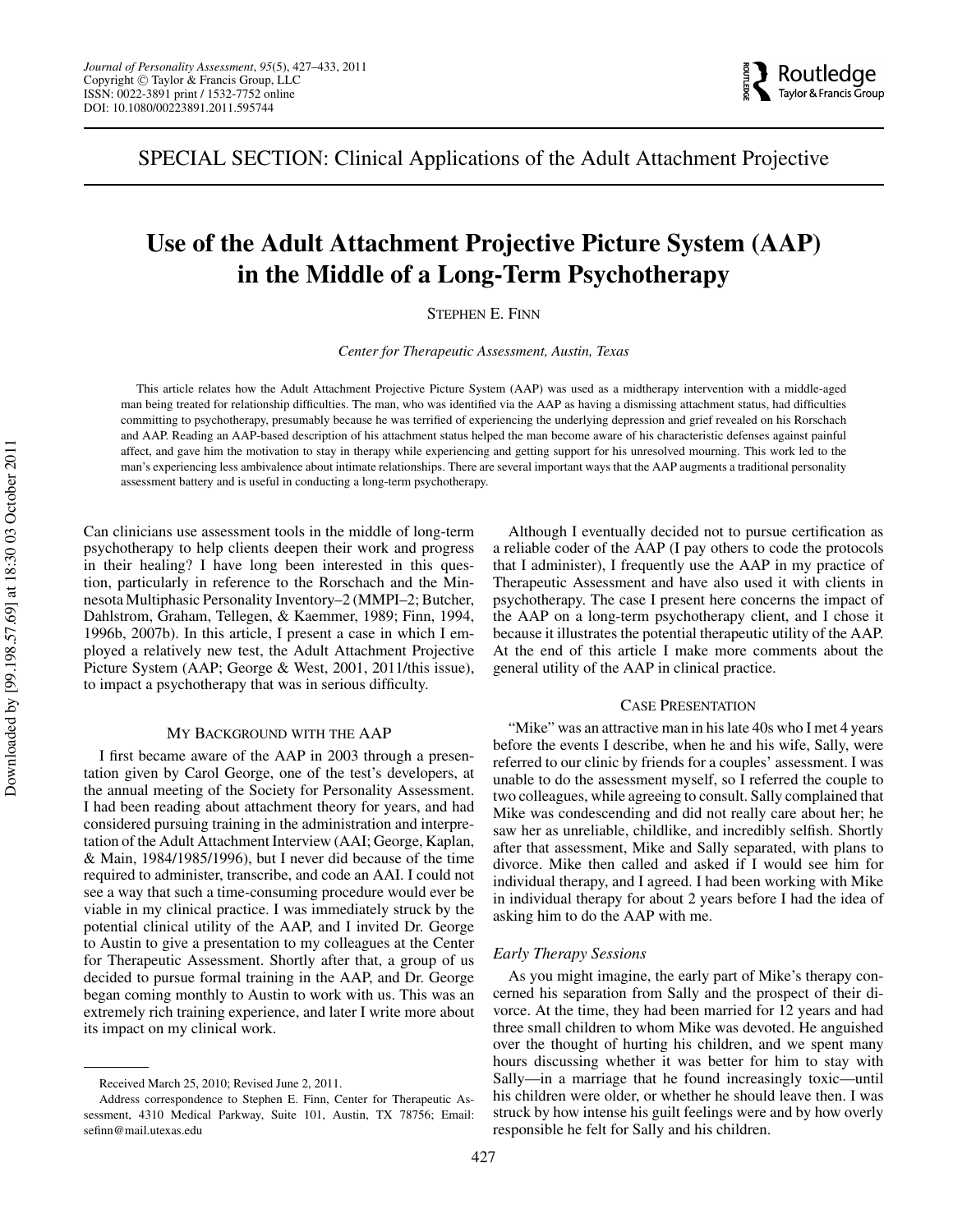SPECIAL SECTION: Clinical Applications of the Adult Attachment Projective

# Use of the Adult Attachment Projective Picture System (AAP) in the Middle of a Long-Term Psychotherapy

STEPHEN E. FINN

*Center for Therapeutic Assessment, Austin, Texas*

This article relates how the Adult Attachment Projective Picture System (AAP) was used as a midtherapy intervention with a middle-aged man being treated for relationship difficulties. The man, who was identified via the AAP as having a dismissing attachment status, had difficulties committing to psychotherapy, presumably because he was terrified of experiencing the underlying depression and grief revealed on his Rorschach and AAP. Reading an AAP-based description of his attachment status helped the man become aware of his characteristic defenses against painful affect, and gave him the motivation to stay in therapy while experiencing and getting support for his unresolved mourning. This work led to the man's experiencing less ambivalence about intimate relationships. There are several important ways that the AAP augments a traditional personality assessment battery and is useful in conducting a long-term psychotherapy.

Can clinicians use assessment tools in the middle of long-term psychotherapy to help clients deepen their work and progress in their healing? I have long been interested in this question, particularly in reference to the Rorschach and the Minnesota Multiphasic Personality Inventory–2 (MMPI–2; Butcher, Dahlstrom, Graham, Tellegen, & Kaemmer, 1989; Finn, 1994, 1996b, 2007b). In this article, I present a case in which I employed a relatively new test, the Adult Attachment Projective Picture System (AAP; George & West, 2001, 2011/this issue), to impact a psychotherapy that was in serious difficulty.

## MY BACKGROUND WITH THE AAP

I first became aware of the AAP in 2003 through a presentation given by Carol George, one of the test's developers, at the annual meeting of the Society for Personality Assessment. I had been reading about attachment theory for years, and had considered pursuing training in the administration and interpretation of the Adult Attachment Interview (AAI; George, Kaplan, & Main, 1984/1985/1996), but I never did because of the time required to administer, transcribe, and code an AAI. I could not see a way that such a time-consuming procedure would ever be viable in my clinical practice. I was immediately struck by the potential clinical utility of the AAP, and I invited Dr. George to Austin to give a presentation to my colleagues at the Center for Therapeutic Assessment. Shortly after that, a group of us decided to pursue formal training in the AAP, and Dr. George began coming monthly to Austin to work with us. This was an extremely rich training experience, and later I write more about its impact on my clinical work.

Although I eventually decided not to pursue certification as a reliable coder of the AAP (I pay others to code the protocols that I administer), I frequently use the AAP in my practice of Therapeutic Assessment and have also used it with clients in psychotherapy. The case I present here concerns the impact of the AAP on a long-term psychotherapy client, and I chose it because it illustrates the potential therapeutic utility of the AAP. At the end of this article I make more comments about the general utility of the AAP in clinical practice.

## CASE PRESENTATION

"Mike" was an attractive man in his late 40s who I met 4 years before the events I describe, when he and his wife, Sally, were referred to our clinic by friends for a couples' assessment. I was unable to do the assessment myself, so I referred the couple to two colleagues, while agreeing to consult. Sally complained that Mike was condescending and did not really care about her; he saw her as unreliable, childlike, and incredibly selfish. Shortly after that assessment, Mike and Sally separated, with plans to divorce. Mike then called and asked if I would see him for individual therapy, and I agreed. I had been working with Mike in individual therapy for about 2 years before I had the idea of asking him to do the AAP with me.

### *Early Therapy Sessions*

As you might imagine, the early part of Mike's therapy concerned his separation from Sally and the prospect of their divorce. At the time, they had been married for 12 years and had three small children to whom Mike was devoted. He anguished over the thought of hurting his children, and we spent many hours discussing whether it was better for him to stay with Sally—in a marriage that he found increasingly toxic—until his children were older, or whether he should leave then. I was struck by how intense his guilt feelings were and by how overly responsible he felt for Sally and his children.

---

Received March 25, 2010; Revised June 2, 2011.

Address correspondence to Stephen E. Finn, Center for Therapeutic Assessment, 4310 Medical Parkway, Suite 101, Austin, TX 78756; Email: sefinn@mail.utexas.edu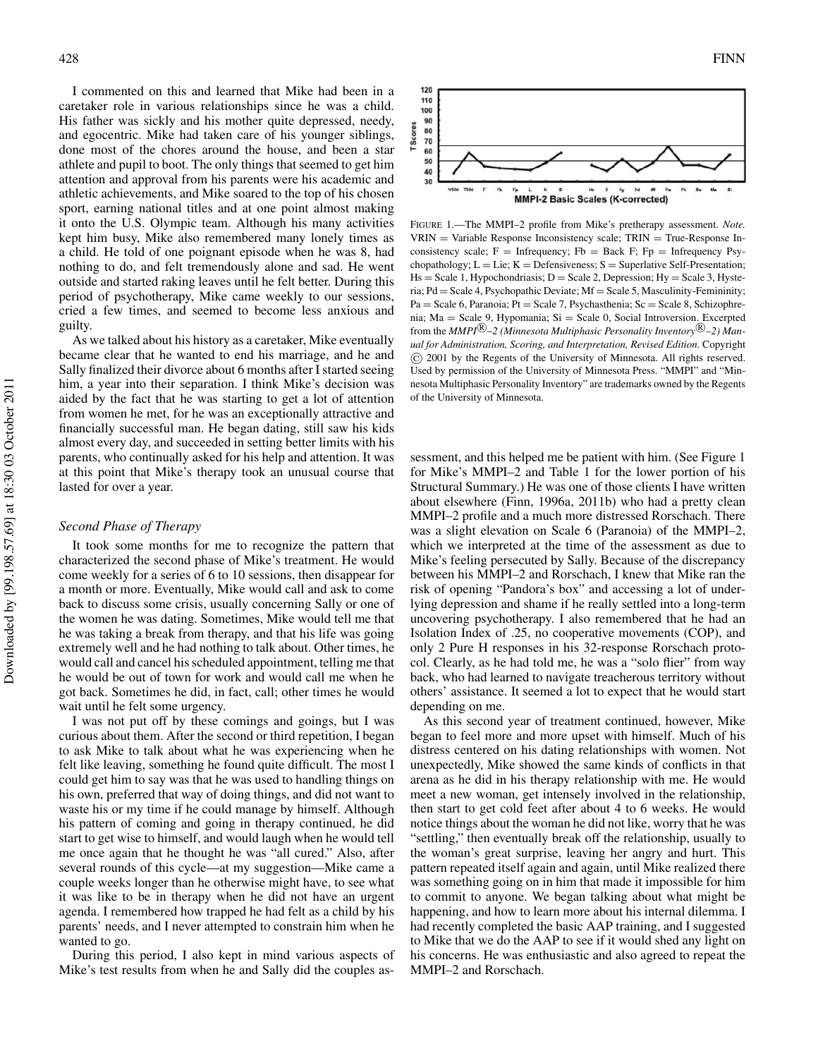I commented on this and learned that Mike had been in a caretaker role in various relationships since he was a child. His father was sickly and his mother quite depressed, needy, and egocentric. Mike had taken care of his younger siblings, done most of the chores around the house, and been a star athlete and pupil to boot. The only things that seemed to get him attention and approval from his parents were his academic and athletic achievements, and Mike soared to the top of his chosen sport, earning national titles and at one point almost making it onto the U.S. Olympic team. Although his many activities kept him busy, Mike also remembered many lonely times as a child. He told of one poignant episode when he was 8, had nothing to do, and felt tremendously alone and sad. He went outside and started raking leaves until he felt better. During this period of psychotherapy, Mike came weekly to our sessions, cried a few times, and seemed to become less anxious and guilty.

As we talked about his history as a caretaker, Mike eventually became clear that he wanted to end his marriage, and he and Sally finalized their divorce about 6 months after I started seeing him, a year into their separation. I think Mike's decision was aided by the fact that he was starting to get a lot of attention from women he met, for he was an exceptionally attractive and financially successful man. He began dating, still saw his kids almost every day, and succeeded in setting better limits with his parents, who continually asked for his help and attention. It was at this point that Mike's therapy took an unusual course that lasted for over a year.

### *Second Phase of Therapy*

It took some months for me to recognize the pattern that characterized the second phase of Mike's treatment. He would come weekly for a series of 6 to 10 sessions, then disappear for a month or more. Eventually, Mike would call and ask to come back to discuss some crisis, usually concerning Sally or one of the women he was dating. Sometimes, Mike would tell me that he was taking a break from therapy, and that his life was going extremely well and he had nothing to talk about. Other times, he would call and cancel his scheduled appointment, telling me that he would be out of town for work and would call me when he got back. Sometimes he did, in fact, call; other times he would wait until he felt some urgency.

I was not put off by these comings and goings, but I was curious about them. After the second or third repetition, I began to ask Mike to talk about what he was experiencing when he felt like leaving, something he found quite difficult. The most I could get him to say was that he was used to handling things on his own, preferred that way of doing things, and did not want to waste his or my time if he could manage by himself. Although his pattern of coming and going in therapy continued, he did start to get wise to himself, and would laugh when he would tell me once again that he thought he was "all cured." Also, after several rounds of this cycle—at my suggestion—Mike came a couple weeks longer than he otherwise might have, to see what it was like to be in therapy when he did not have an urgent agenda. I remembered how trapped he had felt as a child by his parents' needs, and I never attempted to constrain him when he wanted to go.

During this period, I also kept in mind various aspects of Mike's test results from when he and Sally did the couples assessment, and this helped me be patient with him. (See Figure 1 for Mike's MMPI–2 and Table 1 for the lower portion of his Structural Summary.) He was one of those clients I have written about elsewhere (Finn, 1996a, 2011b) who had a pretty clean MMPI–2 profile and a much more distressed Rorschach. There was a slight elevation on Scale 6 (Paranoia) of the MMPI–2, which we interpreted at the time of the assessment as due to Mike's feeling persecuted by Sally. Because of the discrepancy between his MMPI–2 and Rorschach, I knew that Mike ran the risk of opening "Pandora's box" and accessing a lot of underlying depression and shame if he really settled into a long-term uncovering psychotherapy. I also remembered that he had an Isolation Index of .25, no cooperative movements (COP), and only 2 Pure H responses in his 32-response Rorschach protocol. Clearly, as he had told me, he was a "solo flier" from way back, who had learned to navigate treacherous territory without others' assistance. It seemed a lot to expect that he would start depending on me.

As this second year of treatment continued, however, Mike began to feel more and more upset with himself. Much of his distress centered on his dating relationships with women. Not unexpectedly, Mike showed the same kinds of conflicts in that arena as he did in his therapy relationship with me. He would meet a new woman, get intensely involved in the relationship, then start to get cold feet after about 4 to 6 weeks. He would notice things about the woman he did not like, worry that he was "settling," then eventually break off the relationship, usually to the woman's great surprise, leaving her angry and hurt. This pattern repeated itself again and again, until Mike realized there was something going on in him that made it impossible for him to commit to anyone. We began talking about what might be happening, and how to learn more about his internal dilemma. I had recently completed the basic AAP training, and I suggested to Mike that we do the AAP to see if it would shed any light on his concerns. He was enthusiastic and also agreed to repeat the MMPI–2 and Rorschach.

FIGURE 1.—The MMPI–2 profile from Mike's pretherapy assessment. *Note.* VRIN = Variable Response Inconsistency scale; TRIN = True-Response Inconsistency scale; F = Infrequency; Fb = Back F; Fp = Infrequency Psychopathology; L = Lie; K = Defensiveness; S = Superlative Self-Presentation; Hs = Scale 1, Hypochondriasis; D = Scale 2, Depression; Hy = Scale 3, Hysteria; Pd = Scale 4, Psychopathic Deviate; Mf = Scale 5, Masculinity-Femininity; Pa = Scale 6, Paranoia; Pt = Scale 7, Psychasthenia; Sc = Scale 8, Schizophrenia; Ma = Scale 9, Hypomania; Si = Scale 0, Social Introversion. Excerpted from the *MMPI®–2 (Minnesota Multiphasic Personality Inventory®–2) Manual for Administration, Scoring, and Interpretation, Revised Edition.* Copyright © 2001 by the Regents of the University of Minnesota. All rights reserved. Used by permission of the University of Minnesota Press. "MMPI" and "Minnesota Multiphasic Personality Inventory" are trademarks owned by the Regents of the University of Minnesota.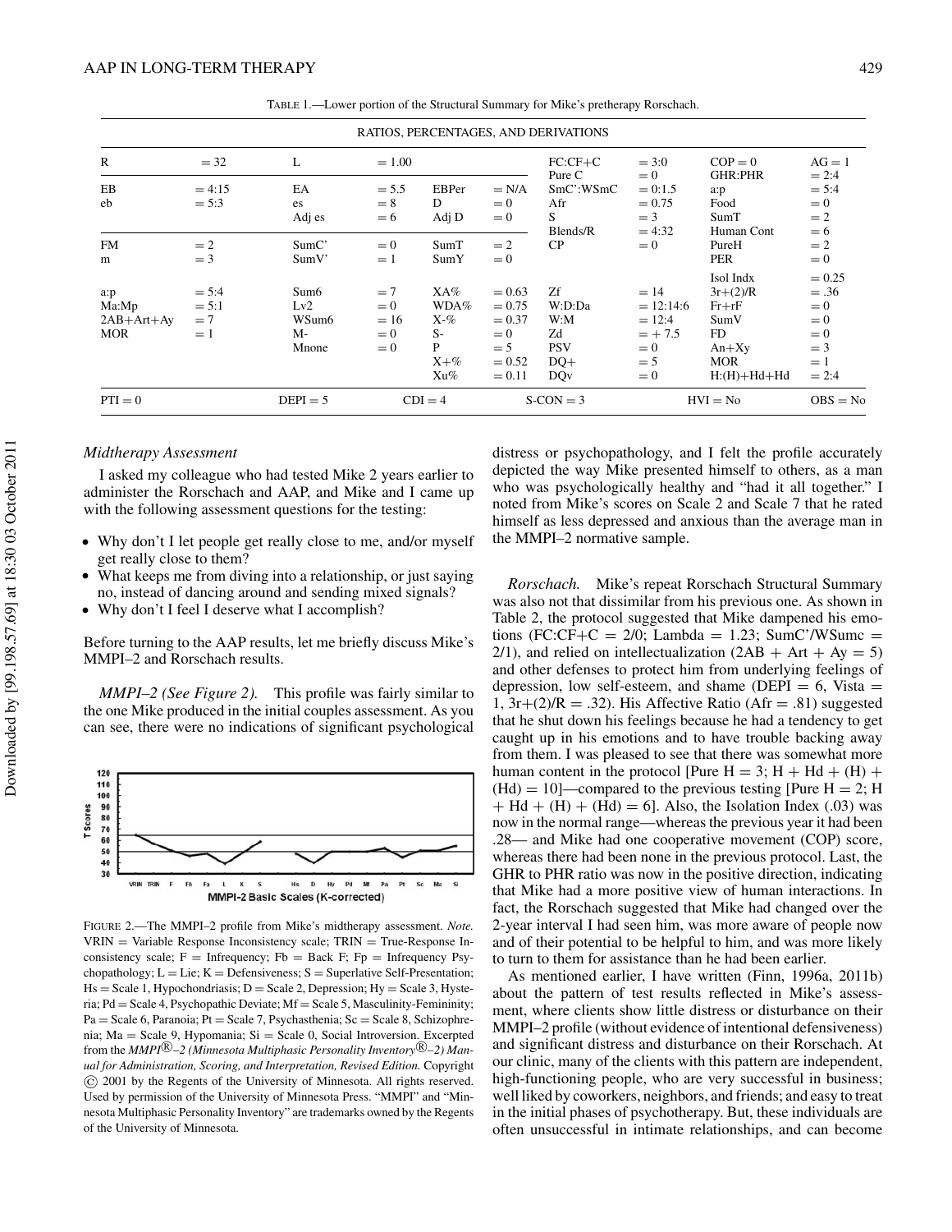TABLE 1.—Lower portion of the Structural Summary for Mike's pretherapy Rorschach.

| RATIOS, PERCENTAGES, AND DERIVATIONS | | | | | | | | | |
|---|---|---|---|---|---|---|---|---|---|
| R | = 32 | L | = 1.00 | | | FC:CF+C | = 3:0 | COP = 0 | AG = 1 |
| | | | | | | Pure C | = 0 | GHR:PHR | = 2:4 |
| EB | = 4:15 | EA | = 5.5 | EBPer | = N/A | SmC':WSmC | = 0:1.5 | a:p | = 5:4 |
| eb | = 5:3 | es | = 8 | D | = 0 | Afr | = 0.75 | Food | = 0 |
| | | Adj es | = 6 | Adj D | = 0 | S | = 3 | SumT | = 2 |
| | | | | | | Blends/R | = 4:32 | Human Cont | = 6 |
| FM | = 2 | SumC' | = 0 | SumT | = 2 | CP | = 0 | PureH | = 2 |
| m | = 3 | SumV' | = 1 | SumY | = 0 | | | PER | = 0 |
| | | | | | | | | Isol Indx | = 0.25 |
| a:p | = 5:4 | Sum6 | = 7 | XA% | = 0.63 | Zf | = 14 | 3r+(2)/R | = .36 |
| Ma:Mp | = 5:1 | Lv2 | = 0 | WDA% | = 0.75 | W:D:Da | = 12:14:6 | Fr+rF | = 0 |
| 2AB+Art+Ay | = 7 | WSum6 | = 16 | X-% | = 0.37 | W:M | = 12:4 | SumV | = 0 |
| MOR | = 1 | M- | = 0 | S- | = 0 | Zd | = + 7.5 | FD | = 0 |
| | | Mnone | = 0 | P | = 5 | PSV | = 0 | An+Xy | = 3 |
| | | | | X+% | = 0.52 | DQ+ | = 5 | MOR | = 1 |
| | | | | Xu% | = 0.11 | DQv | = 0 | H:(H)+Hd+Hd | = 2:4 |
| PTI = 0 | | DEPI = 5 | | CDI = 4 | | S-CON = 3 | | HVI = No | OBS = No |

*Midtherapy Assessment*

I asked my colleague who had tested Mike 2 years earlier to administer the Rorschach and AAP, and Mike and I came up with the following assessment questions for the testing:

- Why don't I let people get really close to me, and/or myself get really close to them?
- What keeps me from diving into a relationship, or just saying no, instead of dancing around and sending mixed signals?
- Why don't I feel I deserve what I accomplish?

Before turning to the AAP results, let me briefly discuss Mike's MMPI–2 and Rorschach results.

*MMPI–2 (See Figure 2).* This profile was fairly similar to the one Mike produced in the initial couples assessment. As you can see, there were no indications of significant psychological distress or psychopathology, and I felt the profile accurately depicted the way Mike presented himself to others, as a man who was psychologically healthy and "had it all together." I noted from Mike's scores on Scale 2 and Scale 7 that he rated himself as less depressed and anxious than the average man in the MMPI–2 normative sample.

FIGURE 2.—The MMPI–2 profile from Mike's midtherapy assessment. *Note.* VRIN = Variable Response Inconsistency scale; TRIN = True-Response Inconsistency scale; F = Infrequency; Fb = Back F; Fp = Infrequency Psychopathology; L = Lie; K = Defensiveness; S = Superlative Self-Presentation; Hs = Scale 1, Hypochondriasis; D = Scale 2, Depression; Hy = Scale 3, Hysteria; Pd = Scale 4, Psychopathic Deviate; Mf = Scale 5, Masculinity-Femininity; Pa = Scale 6, Paranoia; Pt = Scale 7, Psychasthenia; Sc = Scale 8, Schizophrenia; Ma = Scale 9, Hypomania; Si = Scale 0, Social Introversion. Excerpted from the *MMPI®–2 (Minnesota Multiphasic Personality Inventory®–2) Manual for Administration, Scoring, and Interpretation, Revised Edition.* Copyright © 2001 by the Regents of the University of Minnesota. All rights reserved. Used by permission of the University of Minnesota Press. "MMPI" and "Minnesota Multiphasic Personality Inventory" are trademarks owned by the Regents of the University of Minnesota.

*Rorschach.* Mike's repeat Rorschach Structural Summary was also not that dissimilar from his previous one. As shown in Table 2, the protocol suggested that Mike dampened his emotions (FC:CF+C = 2/0; Lambda = 1.23; SumC'/WSumc = 2/1), and relied on intellectualization (2AB + Art + Ay = 5) and other defenses to protect him from underlying feelings of depression, low self-esteem, and shame (DEPI = 6, Vista = 1, 3r+(2)/R = .32). His Affective Ratio (Afr = .81) suggested that he shut down his feelings because he had a tendency to get caught up in his emotions and to have trouble backing away from them. I was pleased to see that there was somewhat more human content in the protocol [Pure H = 3; H + Hd + (H) + (Hd) = 10]—compared to the previous testing [Pure H = 2; H + Hd + (H) + (Hd) = 6]. Also, the Isolation Index (.03) was now in the normal range—whereas the previous year it had been .28— and Mike had one cooperative movement (COP) score, whereas there had been none in the previous protocol. Last, the GHR to PHR ratio was now in the positive direction, indicating that Mike had a more positive view of human interactions. In fact, the Rorschach suggested that Mike had changed over the 2-year interval I had seen him, was more aware of people now and of their potential to be helpful to him, and was more likely to turn to them for assistance than he had been earlier.

As mentioned earlier, I have written (Finn, 1996a, 2011b) about the pattern of test results reflected in Mike's assessment, where clients show little distress or disturbance on their MMPI–2 profile (without evidence of intentional defensiveness) and significant distress and disturbance on their Rorschach. At our clinic, many of the clients with this pattern are independent, high-functioning people, who are very successful in business; well liked by coworkers, neighbors, and friends; and easy to treat in the initial phases of psychotherapy. But, these individuals are often unsuccessful in intimate relationships, and can become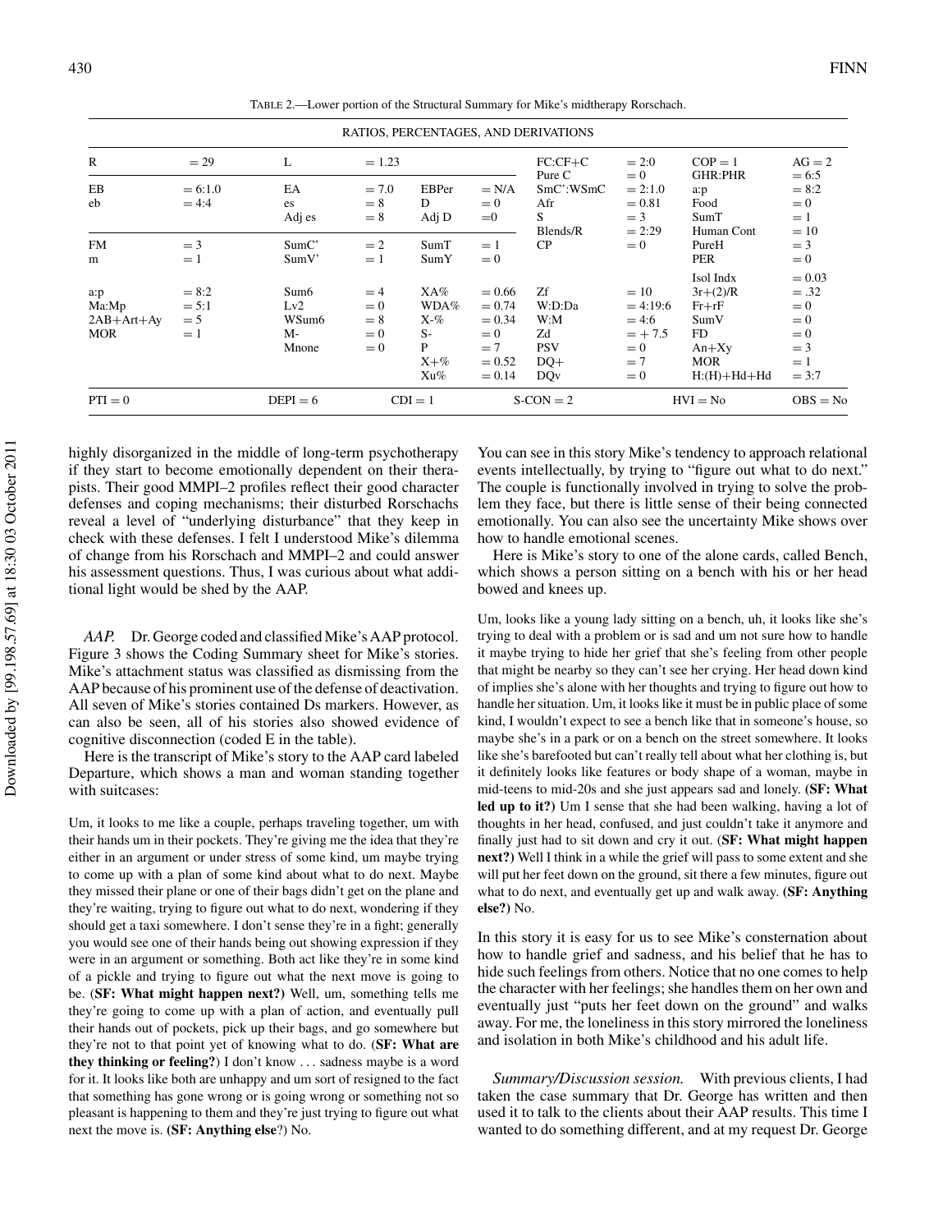TABLE 2.—Lower portion of the Structural Summary for Mike's midtherapy Rorschach.

| RATIOS, PERCENTAGES, AND DERIVATIONS | | | | | | | | | |
|---|---|---|---|---|---|---|---|---|---|
| R | = 29 | L | = 1.23 | | | FC:CF+C | = 2:0 | COP = 1 | AG = 2 |
| | | | | | | Pure C | = 0 | GHR:PHR | = 6:5 |
| EB | = 6:1.0 | EA | = 7.0 | EBPer | = N/A | SmC':WSmC | = 2:1.0 | a:p | = 8:2 |
| eb | = 4:4 | es | = 8 | D | = 0 | Afr | = 0.81 | Food | = 0 |
| | | Adj es | = 8 | Adj D | =0 | S | = 3 | SumT | = 1 |
| | | | | | | Blends/R | = 2:29 | Human Cont | = 10 |
| FM | = 3 | SumC' | = 2 | SumT | = 1 | CP | = 0 | PureH | = 3 |
| m | = 1 | SumV' | = 1 | SumY | = 0 | | | PER | = 0 |
| | | | | | | | | Isol Indx | = 0.03 |
| a:p | = 8:2 | Sum6 | = 4 | XA% | = 0.66 | Zf | = 10 | 3r+(2)/R | = .32 |
| Ma:Mp | = 5:1 | Lv2 | = 0 | WDA% | = 0.74 | W:D:Da | = 4:19:6 | Fr+rF | = 0 |
| 2AB+Art+Ay | = 5 | WSum6 | = 8 | X-% | = 0.34 | W:M | = 4:6 | SumV | = 0 |
| MOR | = 1 | M- | = 0 | S- | = 0 | Zd | = + 7.5 | FD | = 0 |
| | | Mnone | = 0 | P | = 7 | PSV | = 0 | An+Xy | = 3 |
| | | | | X+% | = 0.52 | DQ+ | = 7 | MOR | = 1 |
| | | | | Xu% | = 0.14 | DQv | = 0 | H:(H)+Hd+Hd | = 3:7 |
| PTI = 0 | | DEPI = 6 | | CDI = 1 | | S-CON = 2 | | HVI = No | OBS = No |

highly disorganized in the middle of long-term psychotherapy if they start to become emotionally dependent on their therapists. Their good MMPI–2 profiles reflect their good character defenses and coping mechanisms; their disturbed Rorschachs reveal a level of "underlying disturbance" that they keep in check with these defenses. I felt I understood Mike's dilemma of change from his Rorschach and MMPI–2 and could answer his assessment questions. Thus, I was curious about what additional light would be shed by the AAP.

*AAP.* Dr. George coded and classified Mike's AAP protocol. Figure 3 shows the Coding Summary sheet for Mike's stories. Mike's attachment status was classified as dismissing from the AAP because of his prominent use of the defense of deactivation. All seven of Mike's stories contained Ds markers. However, as can also be seen, all of his stories also showed evidence of cognitive disconnection (coded E in the table).

Here is the transcript of Mike's story to the AAP card labeled Departure, which shows a man and woman standing together with suitcases:

Um, it looks to me like a couple, perhaps traveling together, um with their hands um in their pockets. They're giving me the idea that they're either in an argument or under stress of some kind, um maybe trying to come up with a plan of some kind about what to do next. Maybe they missed their plane or one of their bags didn't get on the plane and they're waiting, trying to figure out what to do next, wondering if they should get a taxi somewhere. I don't sense they're in a fight; generally you would see one of their hands being out showing expression if they were in an argument or something. Both act like they're in some kind of a pickle and trying to figure out what the next move is going to be. **(SF: What might happen next?)** Well, um, something tells me they're going to come up with a plan of action, and eventually pull their hands out of pockets, pick up their bags, and go somewhere but they're not to that point yet of knowing what to do. (**SF: What are they thinking or feeling?**) I don't know . . . sadness maybe is a word for it. It looks like both are unhappy and um sort of resigned to the fact that something has gone wrong or is going wrong or something not so pleasant is happening to them and they're just trying to figure out what next the move is. **(SF: Anything else**?) No.

You can see in this story Mike's tendency to approach relational events intellectually, by trying to "figure out what to do next." The couple is functionally involved in trying to solve the problem they face, but there is little sense of their being connected emotionally. You can also see the uncertainty Mike shows over how to handle emotional scenes.

Here is Mike's story to one of the alone cards, called Bench, which shows a person sitting on a bench with his or her head bowed and knees up.

Um, looks like a young lady sitting on a bench, uh, it looks like she's trying to deal with a problem or is sad and um not sure how to handle it maybe trying to hide her grief that she's feeling from other people that might be nearby so they can't see her crying. Her head down kind of implies she's alone with her thoughts and trying to figure out how to handle her situation. Um, it looks like it must be in public place of some kind, I wouldn't expect to see a bench like that in someone's house, so maybe she's in a park or on a bench on the street somewhere. It looks like she's barefooted but can't really tell about what her clothing is, but it definitely looks like features or body shape of a woman, maybe in mid-teens to mid-20s and she just appears sad and lonely. **(SF: What led up to it?)** Um I sense that she had been walking, having a lot of thoughts in her head, confused, and just couldn't take it anymore and finally just had to sit down and cry it out. (**SF: What might happen next?**) Well I think in a while the grief will pass to some extent and she will put her feet down on the ground, sit there a few minutes, figure out what to do next, and eventually get up and walk away. **(SF: Anything else?)** No.

In this story it is easy for us to see Mike's consternation about how to handle grief and sadness, and his belief that he has to hide such feelings from others. Notice that no one comes to help the character with her feelings; she handles them on her own and eventually just "puts her feet down on the ground" and walks away. For me, the loneliness in this story mirrored the loneliness and isolation in both Mike's childhood and his adult life.

*Summary/Discussion session.* With previous clients, I had taken the case summary that Dr. George has written and then used it to talk to the clients about their AAP results. This time I wanted to do something different, and at my request Dr. George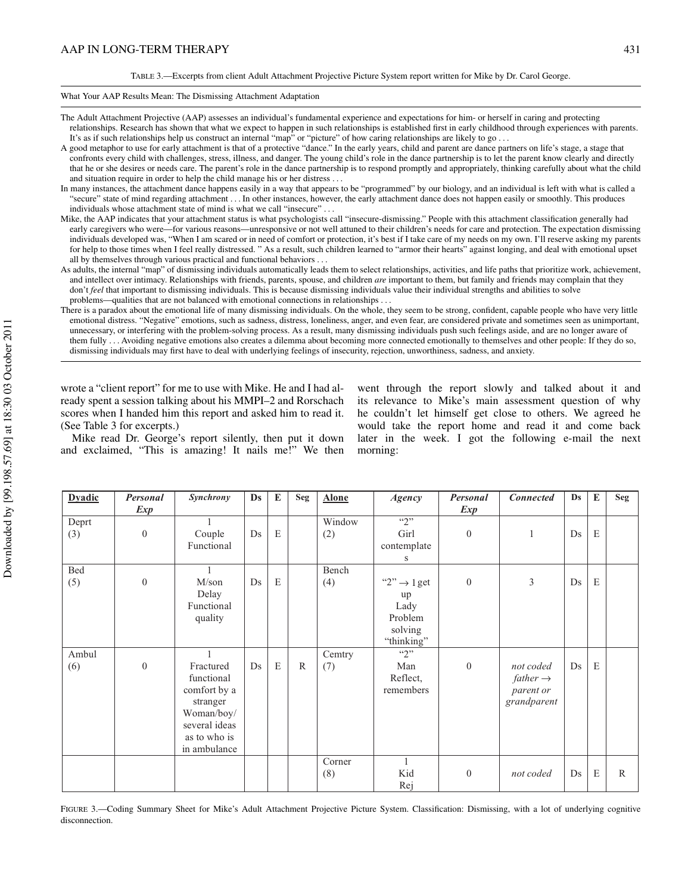TABLE 3.—Excerpts from client Adult Attachment Projective Picture System report written for Mike by Dr. Carol George.

What Your AAP Results Mean: The Dismissing Attachment Adaptation

The Adult Attachment Projective (AAP) assesses an individual's fundamental experience and expectations for him- or herself in caring and protecting relationships. Research has shown that what we expect to happen in such relationships is established first in early childhood through experiences with parents. It's as if such relationships help us construct an internal "map" or "picture" of how caring relationships are likely to go . . .

A good metaphor to use for early attachment is that of a protective "dance." In the early years, child and parent are dance partners on life's stage, a stage that confronts every child with challenges, stress, illness, and danger. The young child's role in the dance partnership is to let the parent know clearly and directly that he or she desires or needs care. The parent's role in the dance partnership is to respond promptly and appropriately, thinking carefully about what the child and situation require in order to help the child manage his or her distress . . .

In many instances, the attachment dance happens easily in a way that appears to be "programmed" by our biology, and an individual is left with what is called a "secure" state of mind regarding attachment . . . In other instances, however, the early attachment dance does not happen easily or smoothly. This produces individuals whose attachment state of mind is what we call "insecure" . . .

Mike, the AAP indicates that your attachment status is what psychologists call "insecure-dismissing." People with this attachment classification generally had early caregivers who were—for various reasons—unresponsive or not well attuned to their children's needs for care and protection. The expectation dismissing individuals developed was, "When I am scared or in need of comfort or protection, it's best if I take care of my needs on my own. I'll reserve asking my parents for help to those times when I feel really distressed. " As a result, such children learned to "armor their hearts" against longing, and deal with emotional upset all by themselves through various practical and functional behaviors . . .

As adults, the internal "map" of dismissing individuals automatically leads them to select relationships, activities, and life paths that prioritize work, achievement, and intellect over intimacy. Relationships with friends, parents, spouse, and children *are* important to them, but family and friends may complain that they don't *feel* that important to dismissing individuals. This is because dismissing individuals value their individual strengths and abilities to solve problems—qualities that are not balanced with emotional connections in relationships . . .

There is a paradox about the emotional life of many dismissing individuals. On the whole, they seem to be strong, confident, capable people who have very little emotional distress. "Negative" emotions, such as sadness, distress, loneliness, anger, and even fear, are considered private and sometimes seen as unimportant, unnecessary, or interfering with the problem-solving process. As a result, many dismissing individuals push such feelings aside, and are no longer aware of them fully . . . Avoiding negative emotions also creates a dilemma about becoming more connected emotionally to themselves and other people: If they do so, dismissing individuals may first have to deal with underlying feelings of insecurity, rejection, unworthiness, sadness, and anxiety.

wrote a "client report" for me to use with Mike. He and I had already spent a session talking about his MMPI–2 and Rorschach scores when I handed him this report and asked him to read it. (See Table 3 for excerpts.)

Mike read Dr. George's report silently, then put it down and exclaimed, "This is amazing! It nails me!" We then went through the report slowly and talked about it and its relevance to Mike's main assessment question of why he couldn't let himself get close to others. We agreed he would take the report home and read it and come back later in the week. I got the following e-mail the next morning:

| **Dyadic** | *Personal Exp* | *Synchrony* | **Ds** | **E** | **Seg** | **Alone** | *Agency* | *Personal Exp* | *Connected* | **Ds** | **E** | **Seg** |
|---|---|---|---|---|---|---|---|---|---|---|---|---|
| Deprt (3) | 0 | 1 Couple Functional | Ds | E | | Window (2) | "2" Girl contemplates | 0 | 1 | Ds | E | |
| Bed (5) | 0 | 1 M/son Delay Functional quality | Ds | E | | Bench (4) | "2" → 1 get up Lady Problem solving "thinking" | 0 | 3 | Ds | E | |
| Ambul (6) | 0 | 1 Fractured functional comfort by a stranger Woman/boy/ several ideas as to who is in ambulance | Ds | E | R | Cemtry (7) | "2" Man Reflect, remembers | 0 | *not coded father → parent or grandparent* | Ds | E | |
| | | | | | | Corner (8) | 1 Kid Rej | 0 | *not coded* | Ds | E | R |

FIGURE 3.—Coding Summary Sheet for Mike's Adult Attachment Projective Picture System. Classification: Dismissing, with a lot of underlying cognitive disconnection.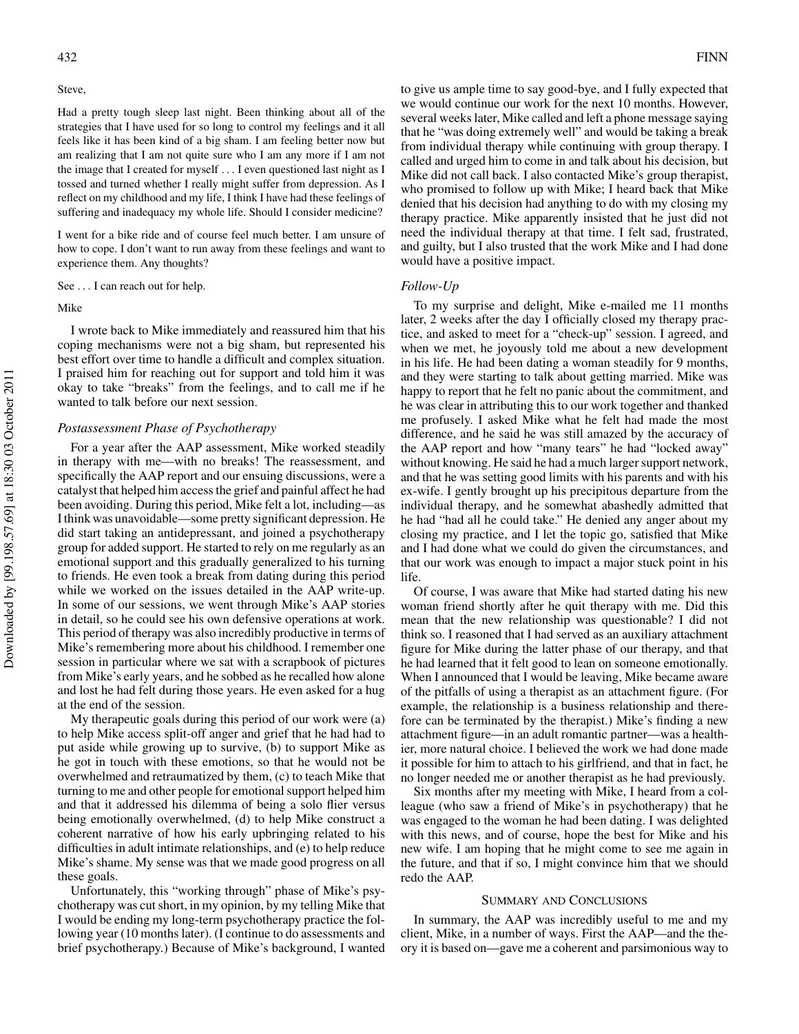Steve,

Had a pretty tough sleep last night. Been thinking about all of the strategies that I have used for so long to control my feelings and it all feels like it has been kind of a big sham. I am feeling better now but am realizing that I am not quite sure who I am any more if I am not the image that I created for myself . . . I even questioned last night as I tossed and turned whether I really might suffer from depression. As I reflect on my childhood and my life, I think I have had these feelings of suffering and inadequacy my whole life. Should I consider medicine?

I went for a bike ride and of course feel much better. I am unsure of how to cope. I don't want to run away from these feelings and want to experience them. Any thoughts?

See . . . I can reach out for help.

Mike

I wrote back to Mike immediately and reassured him that his coping mechanisms were not a big sham, but represented his best effort over time to handle a difficult and complex situation. I praised him for reaching out for support and told him it was okay to take "breaks" from the feelings, and to call me if he wanted to talk before our next session.

### *Postassessment Phase of Psychotherapy*

For a year after the AAP assessment, Mike worked steadily in therapy with me—with no breaks! The reassessment, and specifically the AAP report and our ensuing discussions, were a catalyst that helped him access the grief and painful affect he had been avoiding. During this period, Mike felt a lot, including—as I think was unavoidable—some pretty significant depression. He did start taking an antidepressant, and joined a psychotherapy group for added support. He started to rely on me regularly as an emotional support and this gradually generalized to his turning to friends. He even took a break from dating during this period while we worked on the issues detailed in the AAP write-up. In some of our sessions, we went through Mike's AAP stories in detail, so he could see his own defensive operations at work. This period of therapy was also incredibly productive in terms of Mike's remembering more about his childhood. I remember one session in particular where we sat with a scrapbook of pictures from Mike's early years, and he sobbed as he recalled how alone and lost he had felt during those years. He even asked for a hug at the end of the session.

My therapeutic goals during this period of our work were (a) to help Mike access split-off anger and grief that he had had to put aside while growing up to survive, (b) to support Mike as he got in touch with these emotions, so that he would not be overwhelmed and retraumatized by them, (c) to teach Mike that turning to me and other people for emotional support helped him and that it addressed his dilemma of being a solo flier versus being emotionally overwhelmed, (d) to help Mike construct a coherent narrative of how his early upbringing related to his difficulties in adult intimate relationships, and (e) to help reduce Mike's shame. My sense was that we made good progress on all these goals.

Unfortunately, this "working through" phase of Mike's psychotherapy was cut short, in my opinion, by my telling Mike that I would be ending my long-term psychotherapy practice the following year (10 months later). (I continue to do assessments and brief psychotherapy.) Because of Mike's background, I wanted to give us ample time to say good-bye, and I fully expected that we would continue our work for the next 10 months. However, several weeks later, Mike called and left a phone message saying that he "was doing extremely well" and would be taking a break from individual therapy while continuing with group therapy. I called and urged him to come in and talk about his decision, but Mike did not call back. I also contacted Mike's group therapist, who promised to follow up with Mike; I heard back that Mike denied that his decision had anything to do with my closing my therapy practice. Mike apparently insisted that he just did not need the individual therapy at that time. I felt sad, frustrated, and guilty, but I also trusted that the work Mike and I had done would have a positive impact.

### *Follow-Up*

To my surprise and delight, Mike e-mailed me 11 months later, 2 weeks after the day I officially closed my therapy practice, and asked to meet for a "check-up" session. I agreed, and when we met, he joyously told me about a new development in his life. He had been dating a woman steadily for 9 months, and they were starting to talk about getting married. Mike was happy to report that he felt no panic about the commitment, and he was clear in attributing this to our work together and thanked me profusely. I asked Mike what he felt had made the most difference, and he said he was still amazed by the accuracy of the AAP report and how "many tears" he had "locked away" without knowing. He said he had a much larger support network, and that he was setting good limits with his parents and with his ex-wife. I gently brought up his precipitous departure from the individual therapy, and he somewhat abashedly admitted that he had "had all he could take." He denied any anger about my closing my practice, and I let the topic go, satisfied that Mike and I had done what we could do given the circumstances, and that our work was enough to impact a major stuck point in his life.

Of course, I was aware that Mike had started dating his new woman friend shortly after he quit therapy with me. Did this mean that the new relationship was questionable? I did not think so. I reasoned that I had served as an auxiliary attachment figure for Mike during the latter phase of our therapy, and that he had learned that it felt good to lean on someone emotionally. When I announced that I would be leaving, Mike became aware of the pitfalls of using a therapist as an attachment figure. (For example, the relationship is a business relationship and therefore can be terminated by the therapist.) Mike's finding a new attachment figure—in an adult romantic partner—was a healthier, more natural choice. I believed the work we had done made it possible for him to attach to his girlfriend, and that in fact, he no longer needed me or another therapist as he had previously.

Six months after my meeting with Mike, I heard from a colleague (who saw a friend of Mike's in psychotherapy) that he was engaged to the woman he had been dating. I was delighted with this news, and of course, hope the best for Mike and his new wife. I am hoping that he might come to see me again in the future, and that if so, I might convince him that we should redo the AAP.

## SUMMARY AND CONCLUSIONS

In summary, the AAP was incredibly useful to me and my client, Mike, in a number of ways. First the AAP—and the theory it is based on—gave me a coherent and parsimonious way to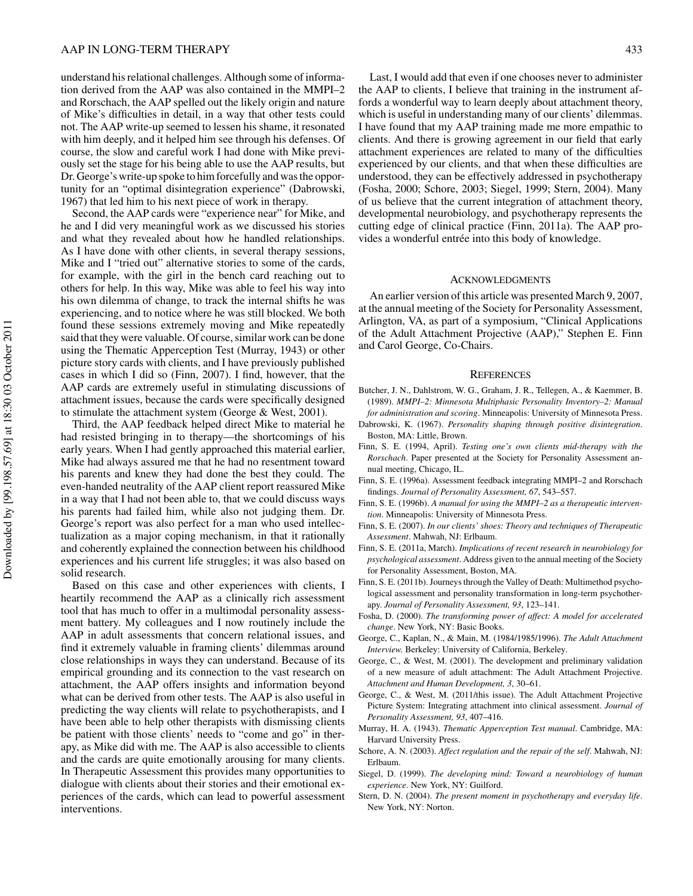understand his relational challenges. Although some of information derived from the AAP was also contained in the MMPI–2 and Rorschach, the AAP spelled out the likely origin and nature of Mike's difficulties in detail, in a way that other tests could not. The AAP write-up seemed to lessen his shame, it resonated with him deeply, and it helped him see through his defenses. Of course, the slow and careful work I had done with Mike previously set the stage for his being able to use the AAP results, but Dr. George's write-up spoke to him forcefully and was the opportunity for an "optimal disintegration experience" (Dabrowski, 1967) that led him to his next piece of work in therapy.

Second, the AAP cards were "experience near" for Mike, and he and I did very meaningful work as we discussed his stories and what they revealed about how he handled relationships. As I have done with other clients, in several therapy sessions, Mike and I "tried out" alternative stories to some of the cards, for example, with the girl in the bench card reaching out to others for help. In this way, Mike was able to feel his way into his own dilemma of change, to track the internal shifts he was experiencing, and to notice where he was still blocked. We both found these sessions extremely moving and Mike repeatedly said that they were valuable. Of course, similar work can be done using the Thematic Apperception Test (Murray, 1943) or other picture story cards with clients, and I have previously published cases in which I did so (Finn, 2007). I find, however, that the AAP cards are extremely useful in stimulating discussions of attachment issues, because the cards were specifically designed to stimulate the attachment system (George & West, 2001).

Third, the AAP feedback helped direct Mike to material he had resisted bringing in to therapy—the shortcomings of his early years. When I had gently approached this material earlier, Mike had always assured me that he had no resentment toward his parents and knew they had done the best they could. The even-handed neutrality of the AAP client report reassured Mike in a way that I had not been able to, that we could discuss ways his parents had failed him, while also not judging them. Dr. George's report was also perfect for a man who used intellectualization as a major coping mechanism, in that it rationally and coherently explained the connection between his childhood experiences and his current life struggles; it was also based on solid research.

Based on this case and other experiences with clients, I heartily recommend the AAP as a clinically rich assessment tool that has much to offer in a multimodal personality assessment battery. My colleagues and I now routinely include the AAP in adult assessments that concern relational issues, and find it extremely valuable in framing clients' dilemmas around close relationships in ways they can understand. Because of its empirical grounding and its connection to the vast research on attachment, the AAP offers insights and information beyond what can be derived from other tests. The AAP is also useful in predicting the way clients will relate to psychotherapists, and I have been able to help other therapists with dismissing clients be patient with those clients' needs to "come and go" in therapy, as Mike did with me. The AAP is also accessible to clients and the cards are quite emotionally arousing for many clients. In Therapeutic Assessment this provides many opportunities to dialogue with clients about their stories and their emotional experiences of the cards, which can lead to powerful assessment interventions.

Last, I would add that even if one chooses never to administer the AAP to clients, I believe that training in the instrument affords a wonderful way to learn deeply about attachment theory, which is useful in understanding many of our clients' dilemmas. I have found that my AAP training made me more empathic to clients. And there is growing agreement in our field that early attachment experiences are related to many of the difficulties experienced by our clients, and that when these difficulties are understood, they can be effectively addressed in psychotherapy (Fosha, 2000; Schore, 2003; Siegel, 1999; Stern, 2004). Many of us believe that the current integration of attachment theory, developmental neurobiology, and psychotherapy represents the cutting edge of clinical practice (Finn, 2011a). The AAP provides a wonderful entrée into this body of knowledge.

## ACKNOWLEDGMENTS

An earlier version of this article was presented March 9, 2007, at the annual meeting of the Society for Personality Assessment, Arlington, VA, as part of a symposium, "Clinical Applications of the Adult Attachment Projective (AAP)," Stephen E. Finn and Carol George, Co-Chairs.

## REFERENCES

Butcher, J. N., Dahlstrom, W. G., Graham, J. R., Tellegen, A., & Kaemmer, B. (1989). *MMPI–2: Minnesota Multiphasic Personality Inventory–2: Manual for administration and scoring*. Minneapolis: University of Minnesota Press.

Dabrowski, K. (1967). *Personality shaping through positive disintegration*. Boston, MA: Little, Brown.

Finn, S. E. (1994, April). *Testing one's own clients mid-therapy with the Rorschach*. Paper presented at the Society for Personality Assessment annual meeting, Chicago, IL.

Finn, S. E. (1996a). Assessment feedback integrating MMPI–2 and Rorschach findings. *Journal of Personality Assessment, 67*, 543–557.

Finn, S. E. (1996b). *A manual for using the MMPI–2 as a therapeutic intervention*. Minneapolis: University of Minnesota Press.

Finn, S. E. (2007). *In our clients' shoes: Theory and techniques of Therapeutic Assessment*. Mahwah, NJ: Erlbaum.

Finn, S. E. (2011a, March). *Implications of recent research in neurobiology for psychological assessment*. Address given to the annual meeting of the Society for Personality Assessment, Boston, MA.

Finn, S. E. (2011b). Journeys through the Valley of Death: Multimethod psychological assessment and personality transformation in long-term psychotherapy. *Journal of Personality Assessment, 93*, 123–141.

Fosha, D. (2000). *The transforming power of affect: A model for accelerated change*. New York, NY: Basic Books.

George, C., Kaplan, N., & Main, M. (1984/1985/1996). *The Adult Attachment Interview.* Berkeley: University of California, Berkeley.

George, C., & West, M. (2001). The development and preliminary validation of a new measure of adult attachment: The Adult Attachment Projective. *Attachment and Human Development, 3*, 30–61.

George, C., & West, M. (2011/this issue). The Adult Attachment Projective Picture System: Integrating attachment into clinical assessment. *Journal of Personality Assessment, 93*, 407–416.

Murray, H. A. (1943). *Thematic Apperception Test manual*. Cambridge, MA: Harvard University Press.

Schore, A. N. (2003). *Affect regulation and the repair of the self*. Mahwah, NJ: Erlbaum.

Siegel, D. (1999). *The developing mind: Toward a neurobiology of human experience*. New York, NY: Guilford.

Stern, D. N. (2004). *The present moment in psychotherapy and everyday life*. New York, NY: Norton.